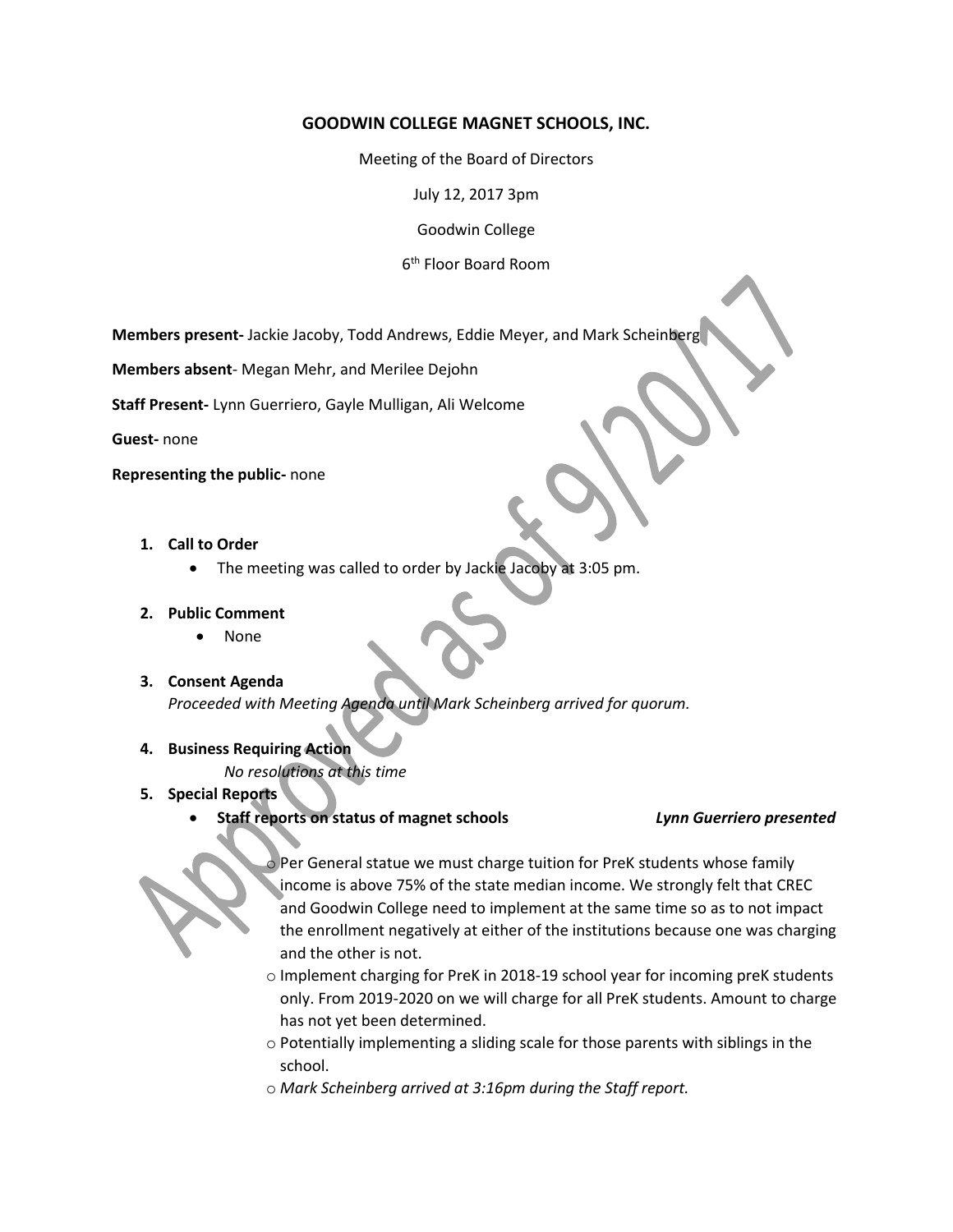# GOODWIN COLLEGE MAGNET SCHOOLS, INC.

Meeting of the Board of Directors

July 12, 2017 3pm

Goodwin College

6th Floor Board Room

**Members present-** Jackie Jacoby, Todd Andrews, Eddie Meyer, and Mark Scheinberg

**Members absent**- Megan Mehr, and Merilee Dejohn

**Staff Present-** Lynn Guerriero, Gayle Mulligan, Ali Welcome

**Guest-** none

**Representing the public-** none

1. **Call to Order**
   - The meeting was called to order by Jackie Jacoby at 3:05 pm.
2. **Public Comment**
   - None
3. **Consent Agenda**
   *Proceeded with Meeting Agenda until Mark Scheinberg arrived for quorum.*
4. **Business Requiring Action**
   *No resolutions at this time*
5. **Special Reports**
   - **Staff reports on status of magnet schools** ***Lynn Guerriero presented***
     - Per General statue we must charge tuition for PreK students whose family income is above 75% of the state median income. We strongly felt that CREC and Goodwin College need to implement at the same time so as to not impact the enrollment negatively at either of the institutions because one was charging and the other is not.
     - Implement charging for PreK in 2018-19 school year for incoming preK students only. From 2019-2020 on we will charge for all PreK students. Amount to charge has not yet been determined.
     - Potentially implementing a sliding scale for those parents with siblings in the school.
     - *Mark Scheinberg arrived at 3:16pm during the Staff report.*

Approved as of 9/20/17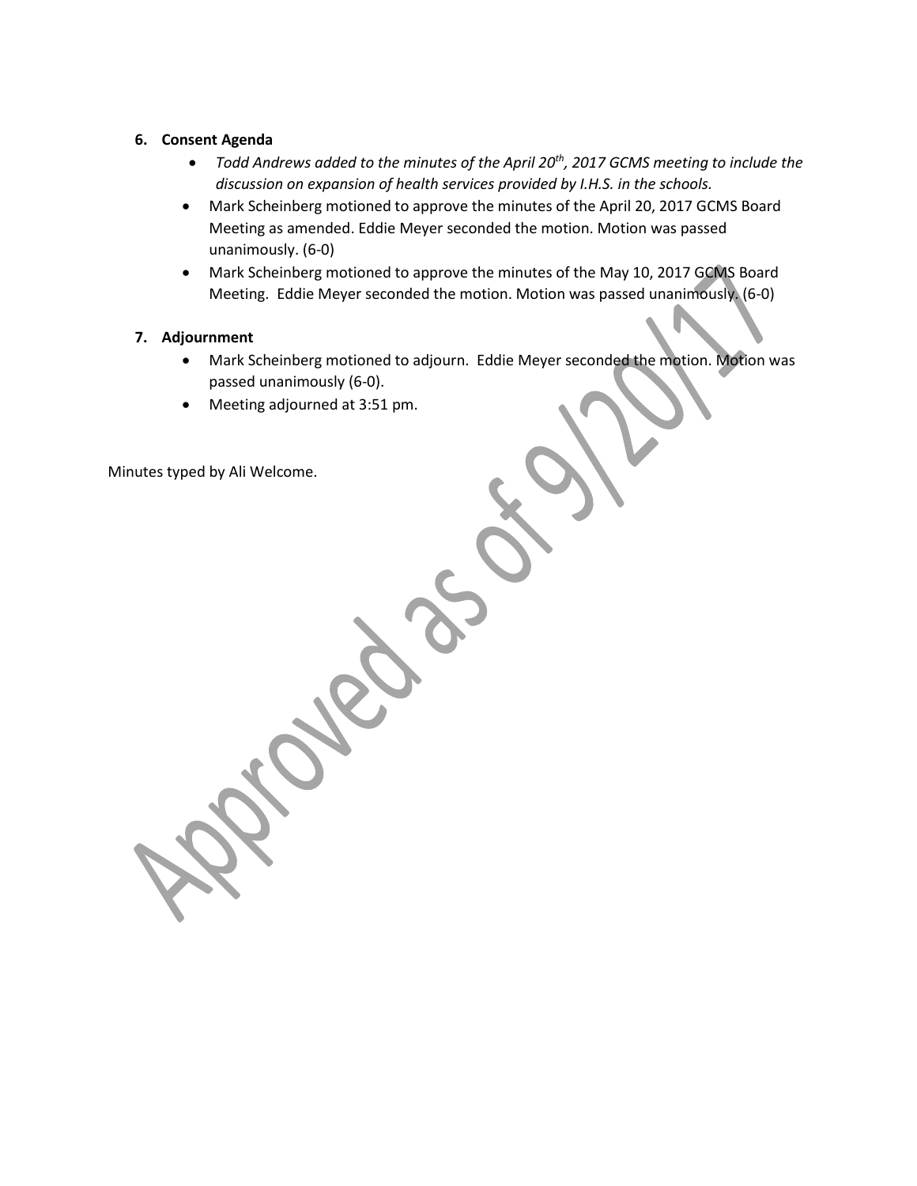6. **Consent Agenda**
    - *Todd Andrews added to the minutes of the April 20th, 2017 GCMS meeting to include the discussion on expansion of health services provided by I.H.S. in the schools.*
    - Mark Scheinberg motioned to approve the minutes of the April 20, 2017 GCMS Board Meeting as amended. Eddie Meyer seconded the motion. Motion was passed unanimously. (6-0)
    - Mark Scheinberg motioned to approve the minutes of the May 10, 2017 GCMS Board Meeting. Eddie Meyer seconded the motion. Motion was passed unanimously. (6-0)

7. **Adjournment**
    - Mark Scheinberg motioned to adjourn. Eddie Meyer seconded the motion. Motion was passed unanimously (6-0).
    - Meeting adjourned at 3:51 pm.

Minutes typed by Ali Welcome.

Approved as of 9/20/17